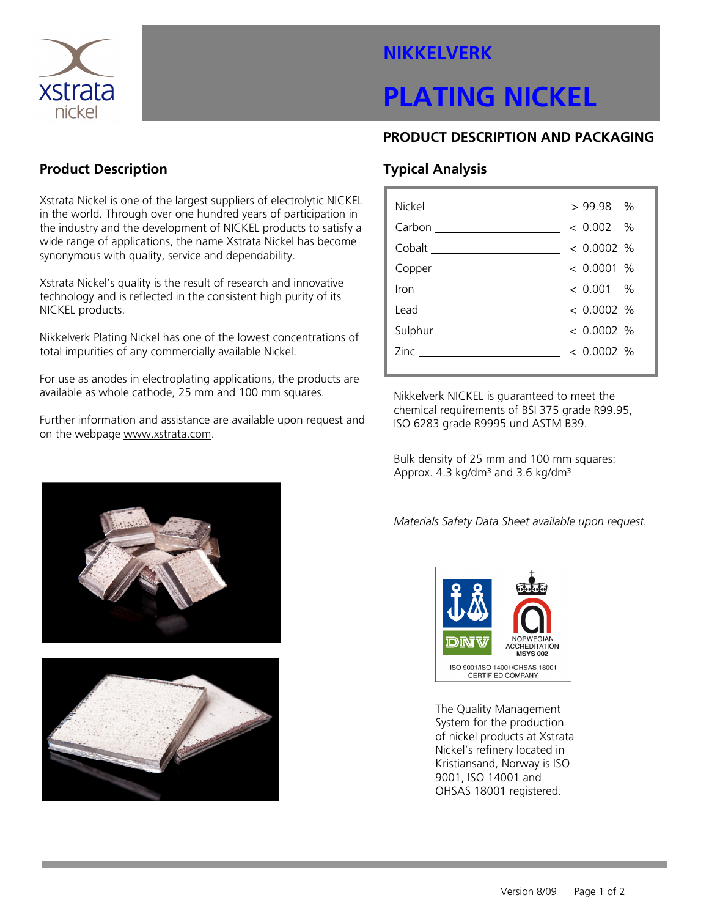# NIKKELVERK

# PLATING NICKEL

## PRODUCT DESCRIPTION AND PACKAGING

## Product Description

Xstrata Nickel is one of the largest suppliers of electrolytic NICKEL in the world. Through over one hundred years of participation in the industry and the development of NICKEL products to satisfy a wide range of applications, the name Xstrata Nickel has become synonymous with quality, service and dependability.

Xstrata Nickel's quality is the result of research and innovative technology and is reflected in the consistent high purity of its NICKEL products.

Nikkelverk Plating Nickel has one of the lowest concentrations of total impurities of any commercially available Nickel.

For use as anodes in electroplating applications, the products are available as whole cathode, 25 mm and 100 mm squares.

Further information and assistance are available upon request and on the webpage www.xstrata.com.

## Typical Analysis

| Element | Value |
|---|---|
| Nickel | > 99.98 % |
| Carbon | < 0.002 % |
| Cobalt | < 0.0002 % |
| Copper | < 0.0001 % |
| Iron | < 0.001 % |
| Lead | < 0.0002 % |
| Sulphur | < 0.0002 % |
| Zinc | < 0.0002 % |

Nikkelverk NICKEL is guaranteed to meet the chemical requirements of BSI 375 grade R99.95, ISO 6283 grade R9995 und ASTM B39.

Bulk density of 25 mm and 100 mm squares: Approx. 4.3 kg/dm³ and 3.6 kg/dm³

*Materials Safety Data Sheet available upon request.*

DNV — NORWEGIAN ACCREDITATION MSYS 002 — ISO 9001/ISO 14001/OHSAS 18001 CERTIFIED COMPANY

The Quality Management System for the production of nickel products at Xstrata Nickel's refinery located in Kristiansand, Norway is ISO 9001, ISO 14001 and OHSAS 18001 registered.

Version 8/09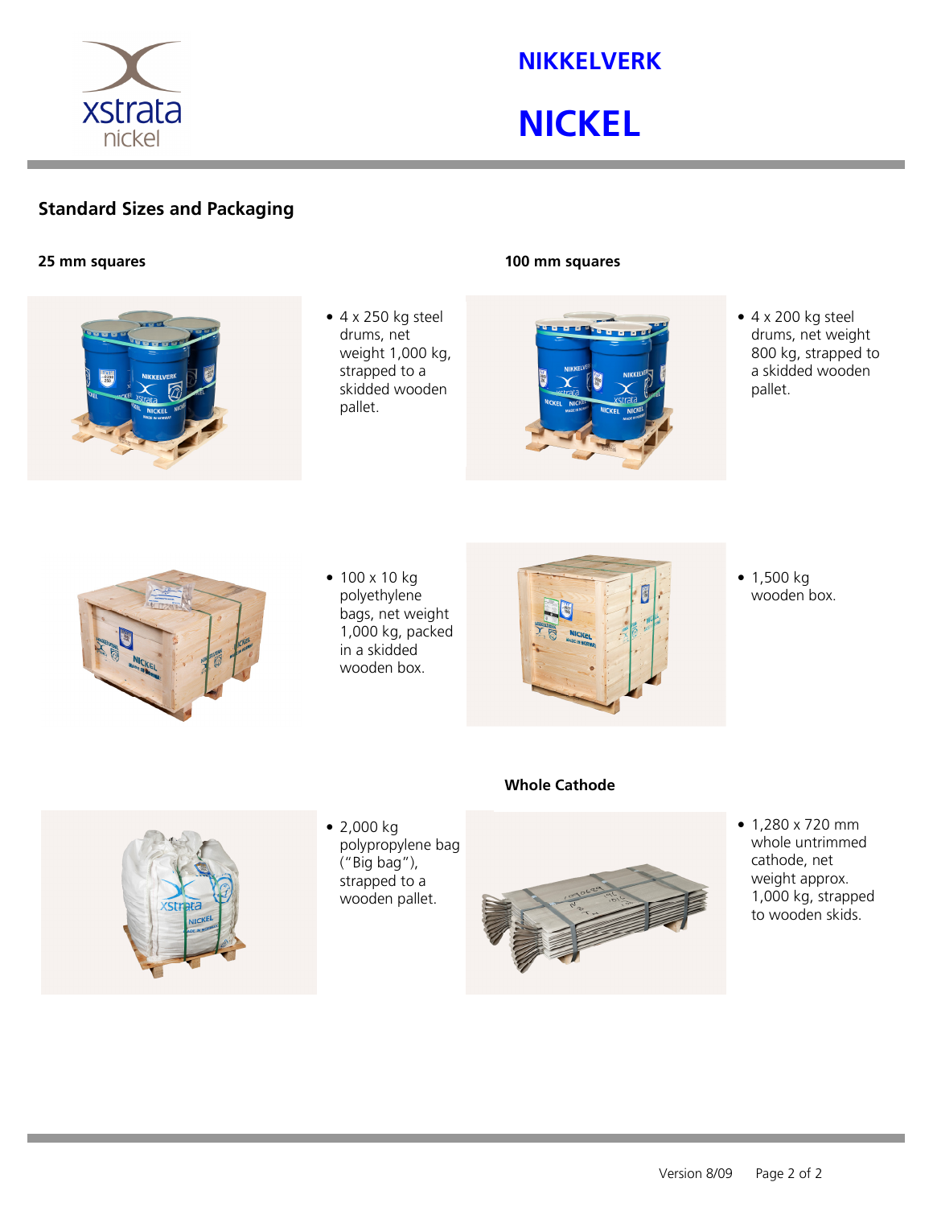# NIKKELVERK

# NICKEL

## Standard Sizes and Packaging

### 25 mm squares

- 4 x 250 kg steel drums, net weight 1,000 kg, strapped to a skidded wooden pallet.

- 100 x 10 kg polyethylene bags, net weight 1,000 kg, packed in a skidded wooden box.

- 2,000 kg polypropylene bag (“Big bag”), strapped to a wooden pallet.

### 100 mm squares

- 4 x 200 kg steel drums, net weight 800 kg, strapped to a skidded wooden pallet.

- 1,500 kg wooden box.

### Whole Cathode

- 1,280 x 720 mm whole untrimmed cathode, net weight approx. 1,000 kg, strapped to wooden skids.

Version 8/09